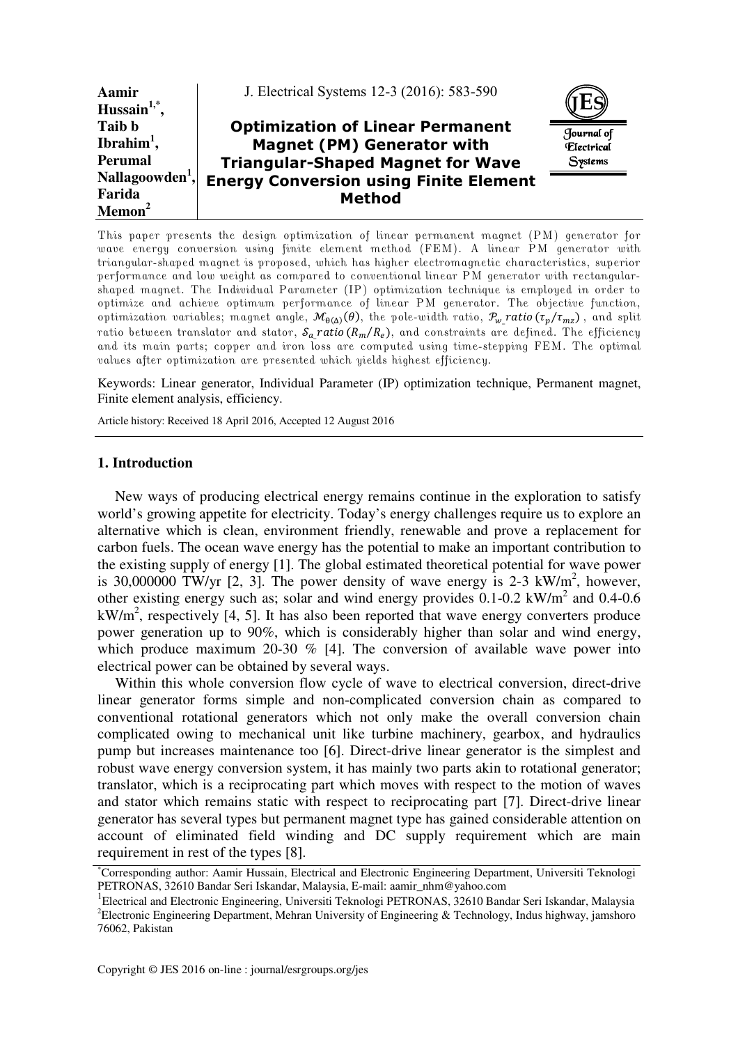**Aamir Hussain[1,*], Taib b Ibrahim[1], Perumal Nallagoowden[1], Farida Memon[2]**

# Optimization of Linear Permanent Magnet (PM) Generator with Triangular-Shaped Magnet for Wave Energy Conversion using Finite Element Method

This paper presents the design optimization of linear permanent magnet (PM) generator for wave energy conversion using finite element method (FEM). A linear PM generator with triangular-shaped magnet is proposed, which has higher electromagnetic characteristics, superior performance and low weight as compared to conventional linear PM generator with rectangular-shaped magnet. The Individual Parameter (IP) optimization technique is employed in order to optimize and achieve optimum performance of linear PM generator. The objective function, optimization variables; magnet angle, $\mathcal{M}_{\theta(\Delta)}(\theta)$, the pole-width ratio, $\mathcal{P}_{w\_}ratio\,(\tau_p/\tau_{mz})$, and split ratio between translator and stator, $\mathcal{S}_{a\_}ratio\,(R_m/R_e)$, and constraints are defined. The efficiency and its main parts; copper and iron loss are computed using time-stepping FEM. The optimal values after optimization are presented which yields highest efficiency.

Keywords: Linear generator, Individual Parameter (IP) optimization technique, Permanent magnet, Finite element analysis, efficiency.

Article history: Received 18 April 2016, Accepted 12 August 2016

## 1. Introduction

New ways of producing electrical energy remains continue in the exploration to satisfy world's growing appetite for electricity. Today's energy challenges require us to explore an alternative which is clean, environment friendly, renewable and prove a replacement for carbon fuels. The ocean wave energy has the potential to make an important contribution to the existing supply of energy [1]. The global estimated theoretical potential for wave power is 30,000000 TW/yr [2, 3]. The power density of wave energy is 2-3 kW/m$^2$, however, other existing energy such as; solar and wind energy provides 0.1-0.2 kW/m$^2$ and 0.4-0.6 kW/m$^2$, respectively [4, 5]. It has also been reported that wave energy converters produce power generation up to 90%, which is considerably higher than solar and wind energy, which produce maximum 20-30 % [4]. The conversion of available wave power into electrical power can be obtained by several ways.

Within this whole conversion flow cycle of wave to electrical conversion, direct-drive linear generator forms simple and non-complicated conversion chain as compared to conventional rotational generators which not only make the overall conversion chain complicated owing to mechanical unit like turbine machinery, gearbox, and hydraulics pump but increases maintenance too [6]. Direct-drive linear generator is the simplest and robust wave energy conversion system, it has mainly two parts akin to rotational generator; translator, which is a reciprocating part which moves with respect to the motion of waves and stator which remains static with respect to reciprocating part [7]. Direct-drive linear generator has several types but permanent magnet type has gained considerable attention on account of eliminated field winding and DC supply requirement which are main requirement in rest of the types [8].

[*]Corresponding author: Aamir Hussain, Electrical and Electronic Engineering Department, Universiti Teknologi PETRONAS, 32610 Bandar Seri Iskandar, Malaysia, E-mail: aamir_nhm@yahoo.com

[1]Electrical and Electronic Engineering, Universiti Teknologi PETRONAS, 32610 Bandar Seri Iskandar, Malaysia

[2]Electronic Engineering Department, Mehran University of Engineering & Technology, Indus highway, jamshoro 76062, Pakistan

Copyright © JES 2016 on-line : journal/esrgroups.org/jes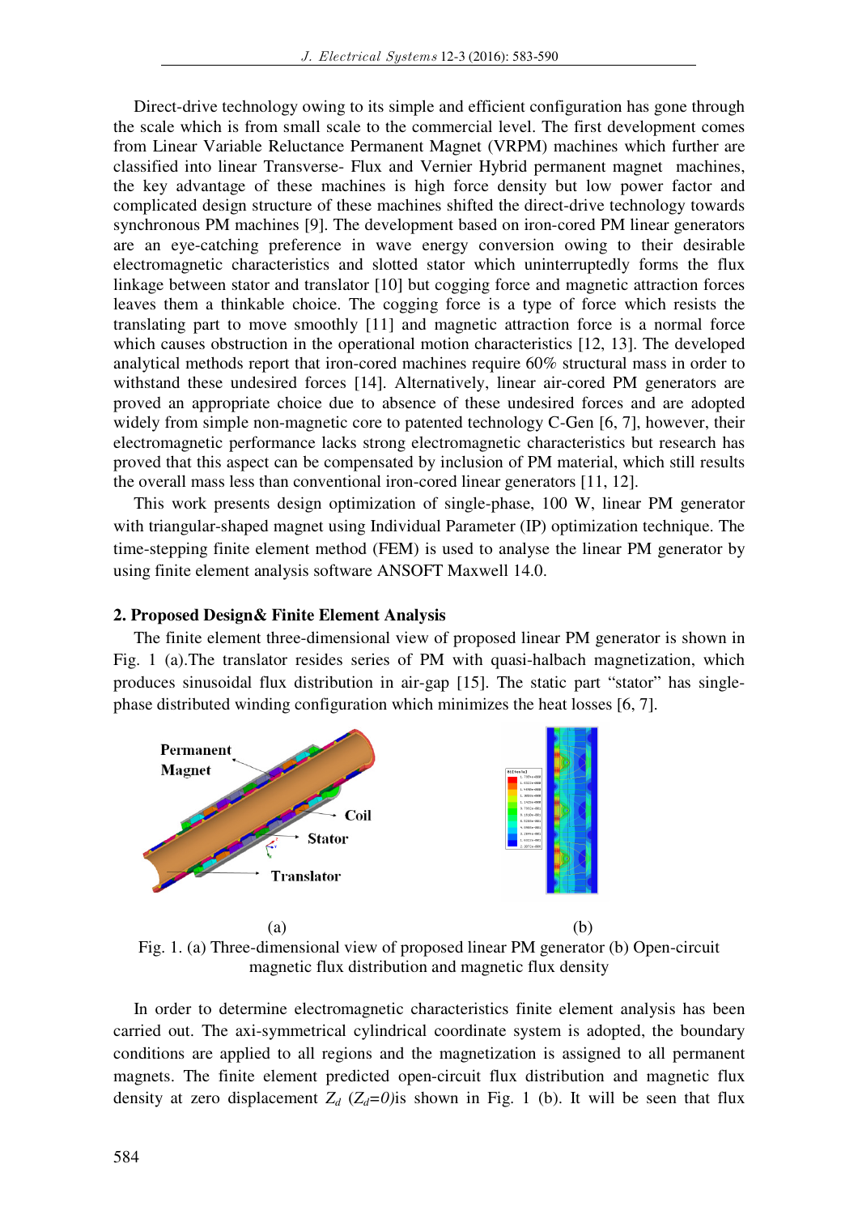Direct-drive technology owing to its simple and efficient configuration has gone through the scale which is from small scale to the commercial level. The first development comes from Linear Variable Reluctance Permanent Magnet (VRPM) machines which further are classified into linear Transverse- Flux and Vernier Hybrid permanent magnet machines, the key advantage of these machines is high force density but low power factor and complicated design structure of these machines shifted the direct-drive technology towards synchronous PM machines [9]. The development based on iron-cored PM linear generators are an eye-catching preference in wave energy conversion owing to their desirable electromagnetic characteristics and slotted stator which uninterruptedly forms the flux linkage between stator and translator [10] but cogging force and magnetic attraction forces leaves them a thinkable choice. The cogging force is a type of force which resists the translating part to move smoothly [11] and magnetic attraction force is a normal force which causes obstruction in the operational motion characteristics [12, 13]. The developed analytical methods report that iron-cored machines require 60% structural mass in order to withstand these undesired forces [14]. Alternatively, linear air-cored PM generators are proved an appropriate choice due to absence of these undesired forces and are adopted widely from simple non-magnetic core to patented technology C-Gen [6, 7], however, their electromagnetic performance lacks strong electromagnetic characteristics but research has proved that this aspect can be compensated by inclusion of PM material, which still results the overall mass less than conventional iron-cored linear generators [11, 12].

This work presents design optimization of single-phase, 100 W, linear PM generator with triangular-shaped magnet using Individual Parameter (IP) optimization technique. The time-stepping finite element method (FEM) is used to analyse the linear PM generator by using finite element analysis software ANSOFT Maxwell 14.0.

## 2. Proposed Design& Finite Element Analysis

The finite element three-dimensional view of proposed linear PM generator is shown in Fig. 1 (a).The translator resides series of PM with quasi-halbach magnetization, which produces sinusoidal flux distribution in air-gap [15]. The static part "stator" has single-phase distributed winding configuration which minimizes the heat losses [6, 7].

Fig. 1. (a) Three-dimensional view of proposed linear PM generator (b) Open-circuit magnetic flux distribution and magnetic flux density

In order to determine electromagnetic characteristics finite element analysis has been carried out. The axi-symmetrical cylindrical coordinate system is adopted, the boundary conditions are applied to all regions and the magnetization is assigned to all permanent magnets. The finite element predicted open-circuit flux distribution and magnetic flux density at zero displacement $Z_d$ ($Z_d=0$)is shown in Fig. 1 (b). It will be seen that flux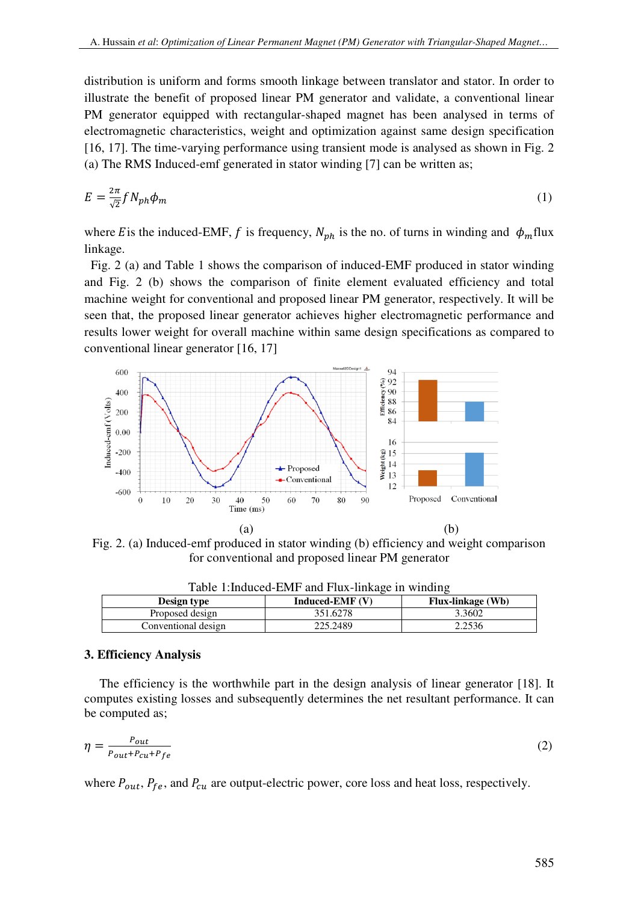distribution is uniform and forms smooth linkage between translator and stator. In order to illustrate the benefit of proposed linear PM generator and validate, a conventional linear PM generator equipped with rectangular-shaped magnet has been analysed in terms of electromagnetic characteristics, weight and optimization against same design specification [16, 17]. The time-varying performance using transient mode is analysed as shown in Fig. 2 (a) The RMS Induced-emf generated in stator winding [7] can be written as;

$$E = \frac{2\pi}{\sqrt{2}} f N_{ph} \phi_m \tag{1}$$

where $E$ is the induced-EMF, $f$ is frequency, $N_{ph}$ is the no. of turns in winding and $\phi_m$ flux linkage.

Fig. 2 (a) and Table 1 shows the comparison of induced-EMF produced in stator winding and Fig. 2 (b) shows the comparison of finite element evaluated efficiency and total machine weight for conventional and proposed linear PM generator, respectively. It will be seen that, the proposed linear generator achieves higher electromagnetic performance and results lower weight for overall machine within same design specifications as compared to conventional linear generator [16, 17]

Fig. 2. (a) Induced-emf produced in stator winding (b) efficiency and weight comparison for conventional and proposed linear PM generator

Table 1:Induced-EMF and Flux-linkage in winding

| Design type | Induced-EMF (V) | Flux-linkage (Wb) |
|---|---|---|
| Proposed design | 351.6278 | 3.3602 |
| Conventional design | 225.2489 | 2.2536 |

## 3. Efficiency Analysis

The efficiency is the worthwhile part in the design analysis of linear generator [18]. It computes existing losses and subsequently determines the net resultant performance. It can be computed as;

$$\eta = \frac{P_{out}}{P_{out} + P_{cu} + P_{fe}} \tag{2}$$

where $P_{out}$, $P_{fe}$, and $P_{cu}$ are output-electric power, core loss and heat loss, respectively.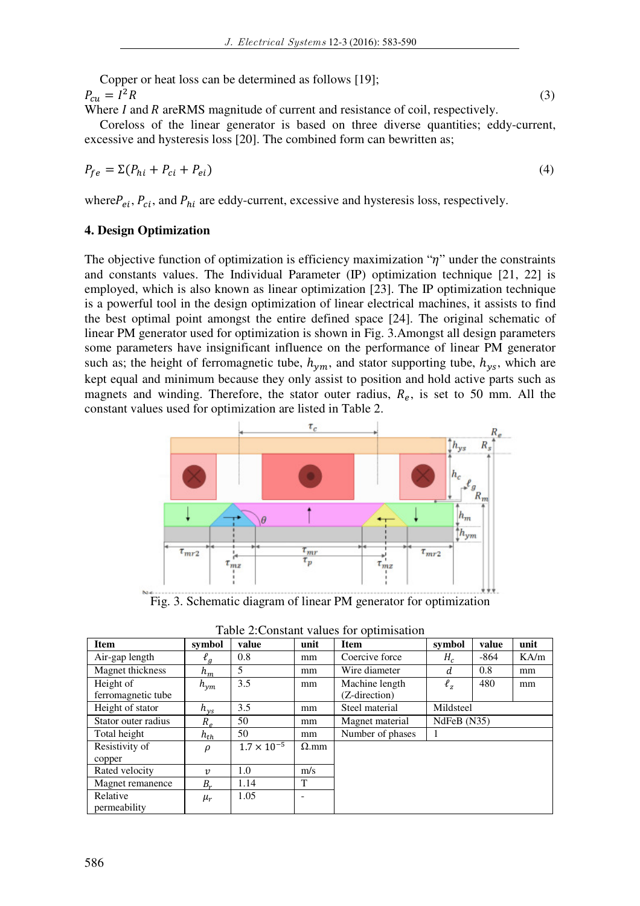Copper or heat loss can be determined as follows [19];

$$P_{cu} = I^2 R \tag{3}$$

Where $I$ and $R$ areRMS magnitude of current and resistance of coil, respectively.

Coreloss of the linear generator is based on three diverse quantities; eddy-current, excessive and hysteresis loss [20]. The combined form can bewritten as;

$$P_{fe} = \Sigma(P_{hi} + P_{ci} + P_{ei}) \tag{4}$$

where$P_{ei}$, $P_{ci}$, and $P_{hi}$ are eddy-current, excessive and hysteresis loss, respectively.

### 4. Design Optimization

The objective function of optimization is efficiency maximization "$\eta$" under the constraints and constants values. The Individual Parameter (IP) optimization technique [21, 22] is employed, which is also known as linear optimization [23]. The IP optimization technique is a powerful tool in the design optimization of linear electrical machines, it assists to find the best optimal point amongst the entire defined space [24]. The original schematic of linear PM generator used for optimization is shown in Fig. 3.Amongst all design parameters some parameters have insignificant influence on the performance of linear PM generator such as; the height of ferromagnetic tube, $h_{ym}$, and stator supporting tube, $h_{ys}$, which are kept equal and minimum because they only assist to position and hold active parts such as magnets and winding. Therefore, the stator outer radius, $R_e$, is set to 50 mm. All the constant values used for optimization are listed in Table 2.

Fig. 3. Schematic diagram of linear PM generator for optimization

Table 2:Constant values for optimisation

| Item | symbol | value | unit | Item | symbol | value | unit |
|---|---|---|---|---|---|---|---|
| Air-gap length | $\ell_g$ | 0.8 | mm | Coercive force | $H_c$ | -864 | KA/m |
| Magnet thickness | $h_m$ | 5 | mm | Wire diameter | $d$ | 0.8 | mm |
| Height of ferromagnetic tube | $h_{ym}$ | 3.5 | mm | Machine length (Z-direction) | $\ell_z$ | 480 | mm |
| Height of stator | $h_{ys}$ | 3.5 | mm | Steel material | Mildsteel | | |
| Stator outer radius | $R_e$ | 50 | mm | Magnet material | NdFeB (N35) | | |
| Total height | $h_{th}$ | 50 | mm | Number of phases | 1 | | |
| Resistivity of copper | $\rho$ | $1.7 \times 10^{-5}$ | Ω.mm | | | | |
| Rated velocity | $v$ | 1.0 | m/s | | | | |
| Magnet remanence | $B_r$ | 1.14 | T | | | | |
| Relative permeability | $\mu_r$ | 1.05 | - | | | | |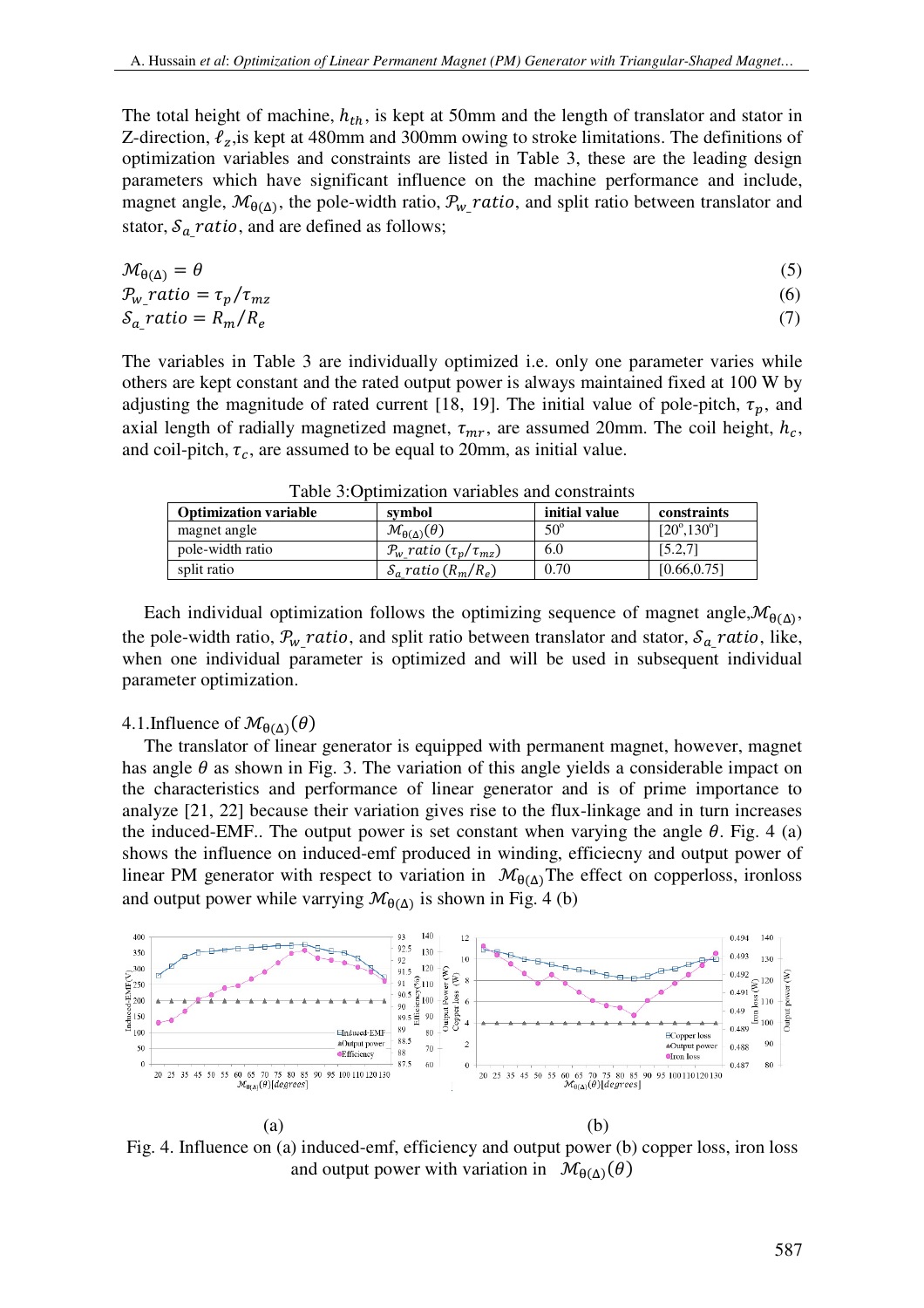The total height of machine, $h_{th}$, is kept at 50mm and the length of translator and stator in Z-direction, $\ell_z$,is kept at 480mm and 300mm owing to stroke limitations. The definitions of optimization variables and constraints are listed in Table 3, these are the leading design parameters which have significant influence on the machine performance and include, magnet angle, $\mathcal{M}_{\theta(\Delta)}$, the pole-width ratio, $\mathcal{P}_{w}\_ratio$, and split ratio between translator and stator, $\mathcal{S}_{a}\_ratio$, and are defined as follows;

$$\mathcal{M}_{\theta(\Delta)} = \theta \tag{5}$$

$$\mathcal{P}_{w}\_ratio = \tau_p/\tau_{mz} \tag{6}$$

$$\mathcal{S}_{a}\_ratio = R_m/R_e \tag{7}$$

The variables in Table 3 are individually optimized i.e. only one parameter varies while others are kept constant and the rated output power is always maintained fixed at 100 W by adjusting the magnitude of rated current [18, 19]. The initial value of pole-pitch, $\tau_p$, and axial length of radially magnetized magnet, $\tau_{mr}$, are assumed 20mm. The coil height, $h_c$, and coil-pitch, $\tau_c$, are assumed to be equal to 20mm, as initial value.

Table 3:Optimization variables and constraints

| Optimization variable | symbol | initial value | constraints |
|---|---|---|---|
| magnet angle | $\mathcal{M}_{\theta(\Delta)}(\theta)$ | 50° | [20°,130°] |
| pole-width ratio | $\mathcal{P}_{w}\_ratio$ $(\tau_p/\tau_{mz})$ | 6.0 | [5.2,7] |
| split ratio | $\mathcal{S}_{a}\_ratio$ $(R_m/R_e)$ | 0.70 | [0.66,0.75] |

Each individual optimization follows the optimizing sequence of magnet angle,$\mathcal{M}_{\theta(\Delta)}$, the pole-width ratio, $\mathcal{P}_{w}\_ratio$, and split ratio between translator and stator, $\mathcal{S}_{a}\_ratio$, like, when one individual parameter is optimized and will be used in subsequent individual parameter optimization.

### 4.1.Influence of $\mathcal{M}_{\theta(\Delta)}(\theta)$

The translator of linear generator is equipped with permanent magnet, however, magnet has angle $\theta$ as shown in Fig. 3. The variation of this angle yields a considerable impact on the characteristics and performance of linear generator and is of prime importance to analyze [21, 22] because their variation gives rise to the flux-linkage and in turn increases the induced-EMF.. The output power is set constant when varying the angle $\theta$. Fig. 4 (a) shows the influence on induced-emf produced in winding, efficiecny and output power of linear PM generator with respect to variation in $\mathcal{M}_{\theta(\Delta)}$The effect on copperloss, ironloss and output power while varrying $\mathcal{M}_{\theta(\Delta)}$ is shown in Fig. 4 (b)

(a) (b)

Fig. 4. Influence on (a) induced-emf, efficiency and output power (b) copper loss, iron loss and output power with variation in $\mathcal{M}_{\theta(\Delta)}(\theta)$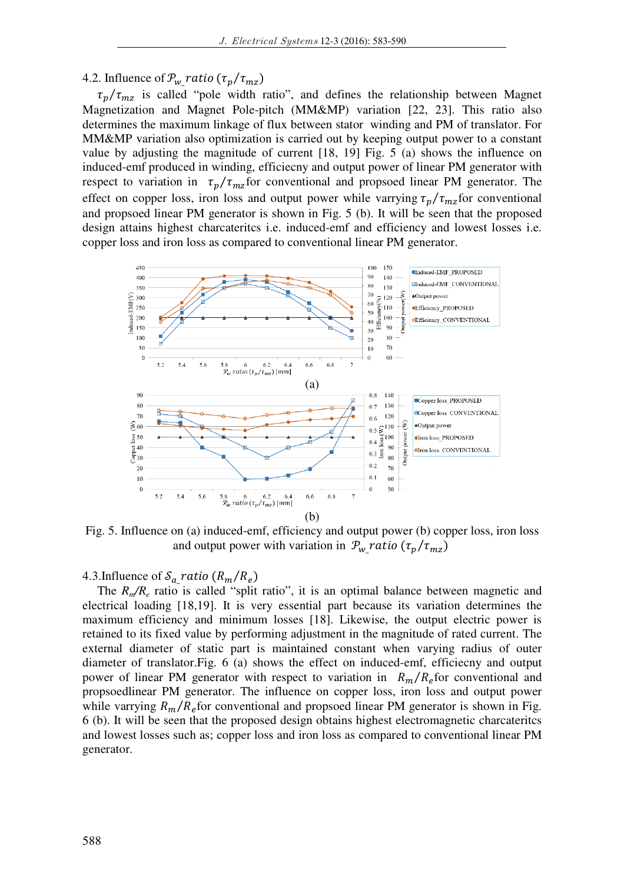### 4.2. Influence of $\mathcal{P}_{w\_}ratio$ $(\tau_p/\tau_{mz})$

$\tau_p/\tau_{mz}$ is called "pole width ratio", and defines the relationship between Magnet Magnetization and Magnet Pole-pitch (MM&MP) variation [22, 23]. This ratio also determines the maximum linkage of flux between stator winding and PM of translator. For MM&MP variation also optimization is carried out by keeping output power to a constant value by adjusting the magnitude of current [18, 19] Fig. 5 (a) shows the influence on induced-emf produced in winding, efficiecny and output power of linear PM generator with respect to variation in $\tau_p/\tau_{mz}$ for conventional and propsoed linear PM generator. The effect on copper loss, iron loss and output power while varrying $\tau_p/\tau_{mz}$ for conventional and propsoed linear PM generator is shown in Fig. 5 (b). It will be seen that the proposed design attains highest charcateritcs i.e. induced-emf and efficiency and lowest losses i.e. copper loss and iron loss as compared to conventional linear PM generator.

(a)

(b)

Fig. 5. Influence on (a) induced-emf, efficiency and output power (b) copper loss, iron loss and output power with variation in $\mathcal{P}_{w\_}ratio$ $(\tau_p/\tau_{mz})$

### 4.3. Influence of $\mathcal{S}_{a\_}ratio$ $(R_m/R_e)$

The $R_m/R_e$ ratio is called "split ratio", it is an optimal balance between magnetic and electrical loading [18,19]. It is very essential part because its variation determines the maximum efficiency and minimum losses [18]. Likewise, the output electric power is retained to its fixed value by performing adjustment in the magnitude of rated current. The external diameter of static part is maintained constant when varying radius of outer diameter of translator.Fig. 6 (a) shows the effect on induced-emf, efficiecny and output power of linear PM generator with respect to variation in $R_m/R_e$ for conventional and propsoedlinear PM generator. The influence on copper loss, iron loss and output power while varrying $R_m/R_e$ for conventional and propsoed linear PM generator is shown in Fig. 6 (b). It will be seen that the proposed design obtains highest electromagnetic charcateritcs and lowest losses such as; copper loss and iron loss as compared to conventional linear PM generator.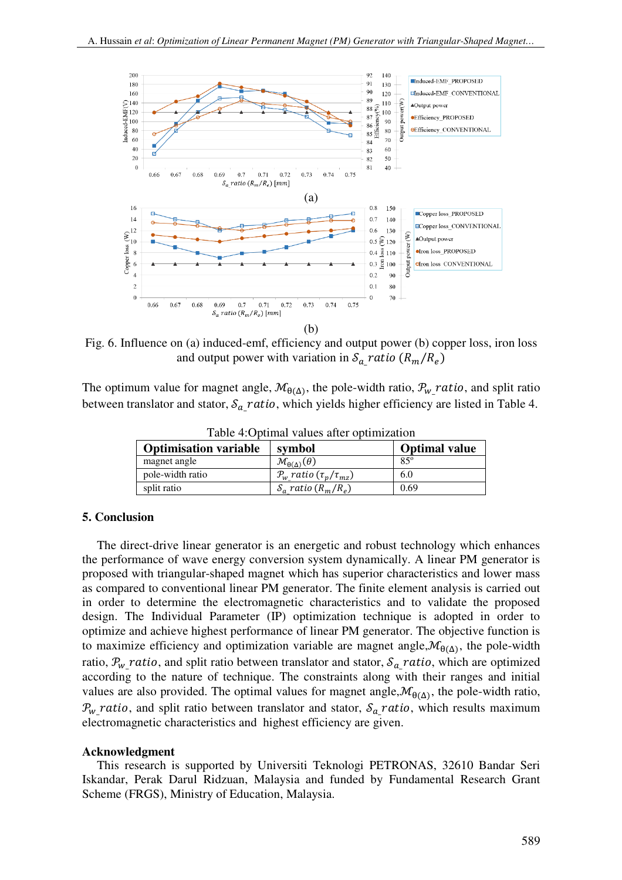(a)

(b)

Fig. 6. Influence on (a) induced-emf, efficiency and output power (b) copper loss, iron loss and output power with variation in $\mathcal{S}_{a}\_ratio\ (R_m/R_e)$

The optimum value for magnet angle, $\mathcal{M}_{\theta(\Delta)}$, the pole-width ratio, $\mathcal{P}_{w}\_ratio$, and split ratio between translator and stator, $\mathcal{S}_{a}\_ratio$, which yields higher efficiency are listed in Table 4.

Table 4:Optimal values after optimization

| Optimisation variable | symbol | Optimal value |
|---|---|---|
| magnet angle | $\mathcal{M}_{\theta(\Delta)}(\theta)$ | $85^{o}$ |
| pole-width ratio | $\mathcal{P}_{w}\_ratio\ (\tau_p/\tau_{mz})$ | 6.0 |
| split ratio | $\mathcal{S}_{a}\_ratio\ (R_m/R_e)$ | 0.69 |

## 5. Conclusion

The direct-drive linear generator is an energetic and robust technology which enhances the performance of wave energy conversion system dynamically. A linear PM generator is proposed with triangular-shaped magnet which has superior characteristics and lower mass as compared to conventional linear PM generator. The finite element analysis is carried out in order to determine the electromagnetic characteristics and to validate the proposed design. The Individual Parameter (IP) optimization technique is adopted in order to optimize and achieve highest performance of linear PM generator. The objective function is to maximize efficiency and optimization variable are magnet angle,$\mathcal{M}_{\theta(\Delta)}$, the pole-width ratio, $\mathcal{P}_{w}\_ratio$, and split ratio between translator and stator, $\mathcal{S}_{a}\_ratio$, which are optimized according to the nature of technique. The constraints along with their ranges and initial values are also provided. The optimal values for magnet angle,$\mathcal{M}_{\theta(\Delta)}$, the pole-width ratio, $\mathcal{P}_{w}\_ratio$, and split ratio between translator and stator, $\mathcal{S}_{a}\_ratio$, which results maximum electromagnetic characteristics and highest efficiency are given.

## Acknowledgment

This research is supported by Universiti Teknologi PETRONAS, 32610 Bandar Seri Iskandar, Perak Darul Ridzuan, Malaysia and funded by Fundamental Research Grant Scheme (FRGS), Ministry of Education, Malaysia.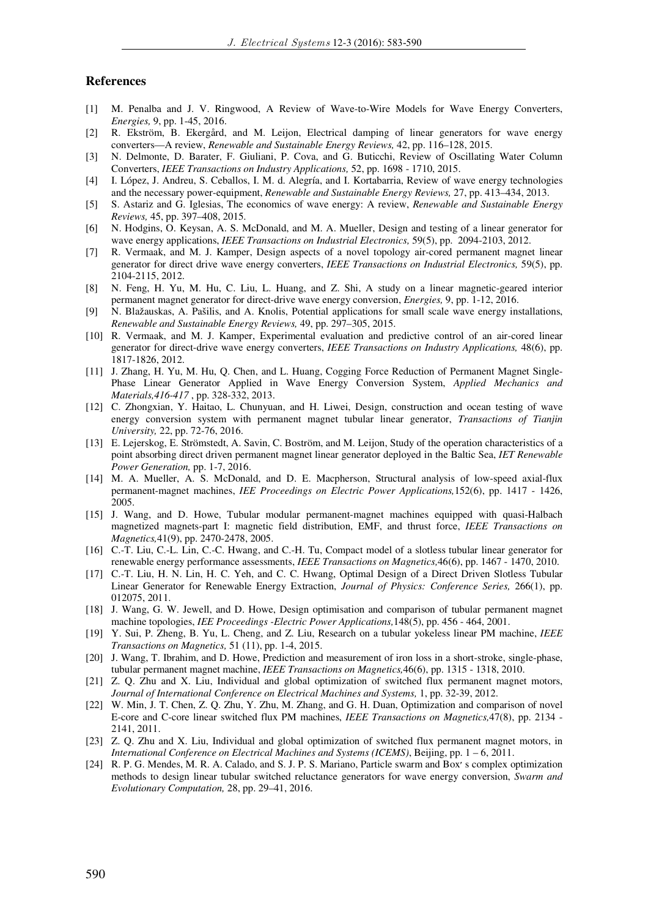## References

[1] M. Penalba and J. V. Ringwood, A Review of Wave-to-Wire Models for Wave Energy Converters, *Energies,* 9, pp. 1-45, 2016.

[2] R. Ekström, B. Ekergård, and M. Leijon, Electrical damping of linear generators for wave energy converters—A review, *Renewable and Sustainable Energy Reviews,* 42, pp. 116–128, 2015.

[3] N. Delmonte, D. Barater, F. Giuliani, P. Cova, and G. Buticchi, Review of Oscillating Water Column Converters, *IEEE Transactions on Industry Applications,* 52, pp. 1698 - 1710, 2015.

[4] I. López, J. Andreu, S. Ceballos, I. M. d. Alegría, and I. Kortabarria, Review of wave energy technologies and the necessary power-equipment, *Renewable and Sustainable Energy Reviews,* 27, pp. 413–434, 2013.

[5] S. Astariz and G. Iglesias, The economics of wave energy: A review, *Renewable and Sustainable Energy Reviews,* 45, pp. 397–408, 2015.

[6] N. Hodgins, O. Keysan, A. S. McDonald, and M. A. Mueller, Design and testing of a linear generator for wave energy applications, *IEEE Transactions on Industrial Electronics,* 59(5), pp. 2094-2103, 2012.

[7] R. Vermaak, and M. J. Kamper, Design aspects of a novel topology air-cored permanent magnet linear generator for direct drive wave energy converters, *IEEE Transactions on Industrial Electronics,* 59(5), pp. 2104-2115, 2012.

[8] N. Feng, H. Yu, M. Hu, C. Liu, L. Huang, and Z. Shi, A study on a linear magnetic-geared interior permanent magnet generator for direct-drive wave energy conversion, *Energies,* 9, pp. 1-12, 2016.

[9] N. Blažauskas, A. Pašilis, and A. Knolis, Potential applications for small scale wave energy installations, *Renewable and Sustainable Energy Reviews,* 49, pp. 297–305, 2015.

[10] R. Vermaak, and M. J. Kamper, Experimental evaluation and predictive control of an air-cored linear generator for direct-drive wave energy converters, *IEEE Transactions on Industry Applications,* 48(6), pp. 1817-1826, 2012.

[11] J. Zhang, H. Yu, M. Hu, Q. Chen, and L. Huang, Cogging Force Reduction of Permanent Magnet Single-Phase Linear Generator Applied in Wave Energy Conversion System, *Applied Mechanics and Materials,416-417* , pp. 328-332, 2013.

[12] C. Zhongxian, Y. Haitao, L. Chunyuan, and H. Liwei, Design, construction and ocean testing of wave energy conversion system with permanent magnet tubular linear generator, *Transactions of Tianjin University,* 22, pp. 72-76, 2016.

[13] E. Lejerskog, E. Strömstedt, A. Savin, C. Boström, and M. Leijon, Study of the operation characteristics of a point absorbing direct driven permanent magnet linear generator deployed in the Baltic Sea, *IET Renewable Power Generation,* pp. 1-7, 2016.

[14] M. A. Mueller, A. S. McDonald, and D. E. Macpherson, Structural analysis of low-speed axial-flux permanent-magnet machines, *IEE Proceedings on Electric Power Applications,*152(6), pp. 1417 - 1426, 2005.

[15] J. Wang, and D. Howe, Tubular modular permanent-magnet machines equipped with quasi-Halbach magnetized magnets-part I: magnetic field distribution, EMF, and thrust force, *IEEE Transactions on Magnetics,*41(9), pp. 2470-2478, 2005.

[16] C.-T. Liu, C.-L. Lin, C.-C. Hwang, and C.-H. Tu, Compact model of a slotless tubular linear generator for renewable energy performance assessments, *IEEE Transactions on Magnetics,*46(6), pp. 1467 - 1470, 2010.

[17] C.-T. Liu, H. N. Lin, H. C. Yeh, and C. C. Hwang, Optimal Design of a Direct Driven Slotless Tubular Linear Generator for Renewable Energy Extraction, *Journal of Physics: Conference Series,* 266(1), pp. 012075, 2011.

[18] J. Wang, G. W. Jewell, and D. Howe, Design optimisation and comparison of tubular permanent magnet machine topologies, *IEE Proceedings -Electric Power Applications,*148(5), pp. 456 - 464, 2001.

[19] Y. Sui, P. Zheng, B. Yu, L. Cheng, and Z. Liu, Research on a tubular yokeless linear PM machine, *IEEE Transactions on Magnetics,* 51 (11), pp. 1-4, 2015.

[20] J. Wang, T. Ibrahim, and D. Howe, Prediction and measurement of iron loss in a short-stroke, single-phase, tubular permanent magnet machine, *IEEE Transactions on Magnetics,*46(6), pp. 1315 - 1318, 2010.

[21] Z. Q. Zhu and X. Liu, Individual and global optimization of switched flux permanent magnet motors, *Journal of International Conference on Electrical Machines and Systems,* 1, pp. 32-39, 2012.

[22] W. Min, J. T. Chen, Z. Q. Zhu, Y. Zhu, M. Zhang, and G. H. Duan, Optimization and comparison of novel E-core and C-core linear switched flux PM machines, *IEEE Transactions on Magnetics,*47(8), pp. 2134 - 2141, 2011.

[23] Z. Q. Zhu and X. Liu, Individual and global optimization of switched flux permanent magnet motors, in *International Conference on Electrical Machines and Systems (ICEMS)*, Beijing, pp. 1 – 6, 2011.

[24] R. P. G. Mendes, M. R. A. Calado, and S. J. P. S. Mariano, Particle swarm and Box′ s complex optimization methods to design linear tubular switched reluctance generators for wave energy conversion, *Swarm and Evolutionary Computation,* 28, pp. 29–41, 2016.